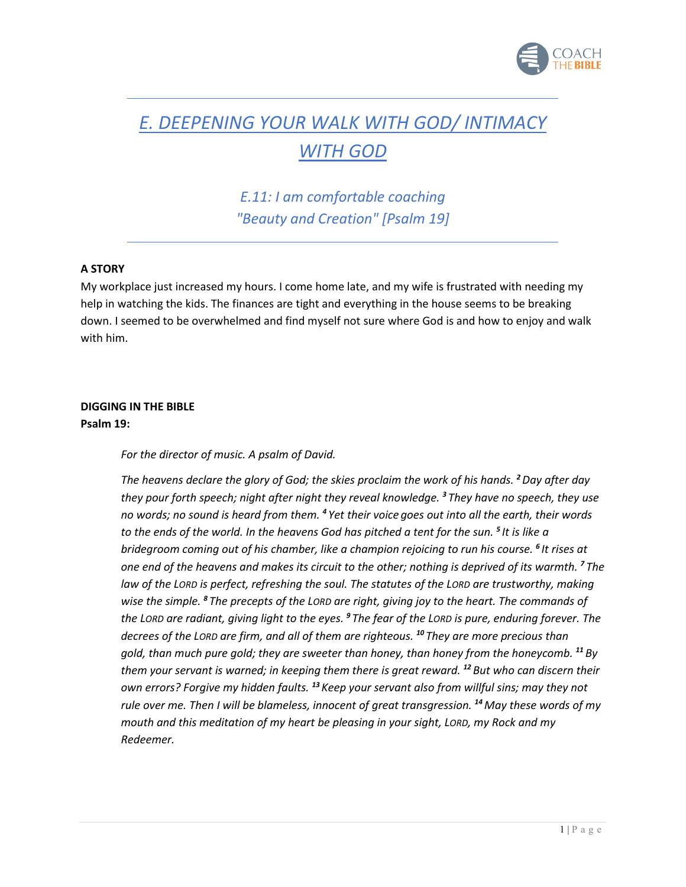# *E. DEEPENING YOUR WALK WITH GOD/ INTIMACY WITH GOD*

## *E.11: I am comfortable coaching "Beauty and Creation" [Psalm 19]*

**A STORY**

My workplace just increased my hours. I come home late, and my wife is frustrated with needing my help in watching the kids. The finances are tight and everything in the house seems to be breaking down. I seemed to be overwhelmed and find myself not sure where God is and how to enjoy and walk with him.

**DIGGING IN THE BIBLE**

**Psalm 19:**

*For the director of music. A psalm of David.*

*The heavens declare the glory of God; the skies proclaim the work of his hands.* **2** *Day after day they pour forth speech; night after night they reveal knowledge.* **3** *They have no speech, they use no words; no sound is heard from them.* **4** *Yet their voice goes out into all the earth, their words to the ends of the world. In the heavens God has pitched a tent for the sun.* **5** *It is like a bridegroom coming out of his chamber, like a champion rejoicing to run his course.* **6** *It rises at one end of the heavens and makes its circuit to the other; nothing is deprived of its warmth.* **7** *The law of the LORD is perfect, refreshing the soul. The statutes of the LORD are trustworthy, making wise the simple.* **8** *The precepts of the LORD are right, giving joy to the heart. The commands of the LORD are radiant, giving light to the eyes.* **9** *The fear of the LORD is pure, enduring forever. The decrees of the LORD are firm, and all of them are righteous.* **10** *They are more precious than gold, than much pure gold; they are sweeter than honey, than honey from the honeycomb.* **11** *By them your servant is warned; in keeping them there is great reward.* **12** *But who can discern their own errors? Forgive my hidden faults.* **13** *Keep your servant also from willful sins; may they not rule over me. Then I will be blameless, innocent of great transgression.* **14** *May these words of my mouth and this meditation of my heart be pleasing in your sight, LORD, my Rock and my Redeemer.*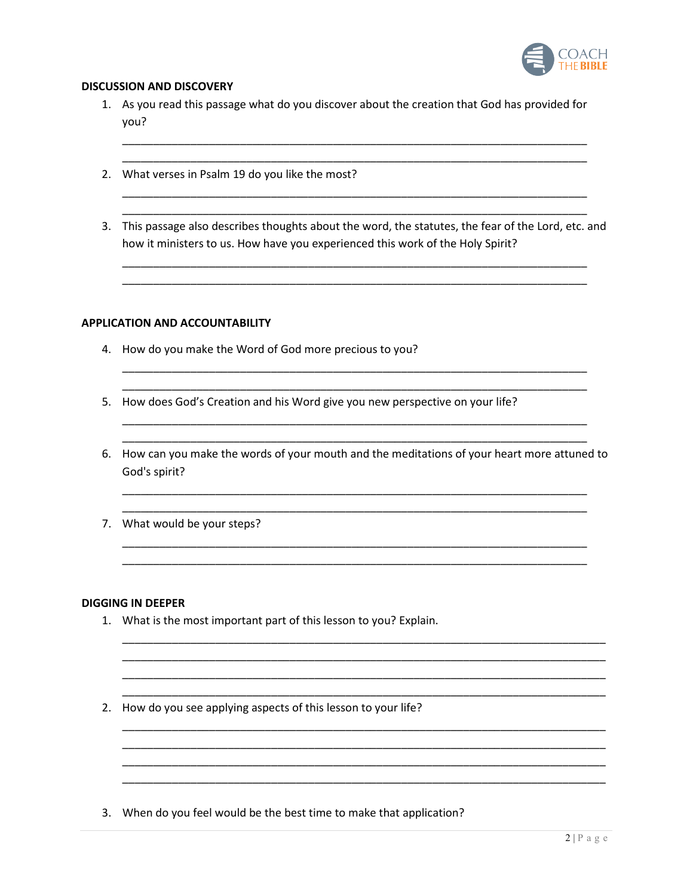### DISCUSSION AND DISCOVERY

1. As you read this passage what do you discover about the creation that God has provided for you?

   ______________________________________________________________________________
   ______________________________________________________________________________

2. What verses in Psalm 19 do you like the most?

   ______________________________________________________________________________
   ______________________________________________________________________________

3. This passage also describes thoughts about the word, the statutes, the fear of the Lord, etc. and how it ministers to us. How have you experienced this work of the Holy Spirit?

   ______________________________________________________________________________
   ______________________________________________________________________________

### APPLICATION AND ACCOUNTABILITY

4. How do you make the Word of God more precious to you?

   ______________________________________________________________________________
   ______________________________________________________________________________

5. How does God's Creation and his Word give you new perspective on your life?

   ______________________________________________________________________________
   ______________________________________________________________________________

6. How can you make the words of your mouth and the meditations of your heart more attuned to God's spirit?

   ______________________________________________________________________________
   ______________________________________________________________________________

7. What would be your steps?

   ______________________________________________________________________________
   ______________________________________________________________________________

### DIGGING IN DEEPER

1. What is the most important part of this lesson to you? Explain.

   ______________________________________________________________________________
   ______________________________________________________________________________
   ______________________________________________________________________________
   ______________________________________________________________________________

2. How do you see applying aspects of this lesson to your life?

   ______________________________________________________________________________
   ______________________________________________________________________________
   ______________________________________________________________________________
   ______________________________________________________________________________

3. When do you feel would be the best time to make that application?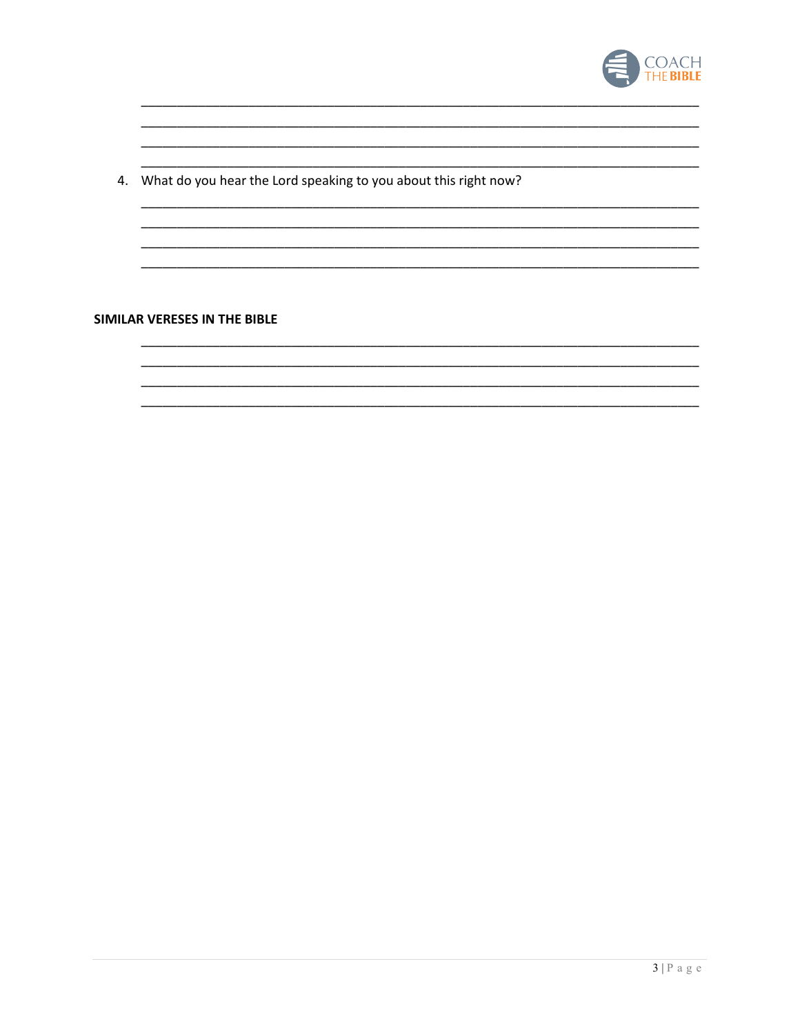\_\_\_\_\_\_\_\_\_\_\_\_\_\_\_\_\_\_\_\_\_\_\_\_\_\_\_\_\_\_\_\_\_\_\_\_\_\_\_\_\_\_\_\_\_\_\_\_\_\_\_\_\_\_\_\_\_\_\_\_\_\_\_\_\_\_\_\_\_\_\_\_\_\_\_\_\_\_
\_\_\_\_\_\_\_\_\_\_\_\_\_\_\_\_\_\_\_\_\_\_\_\_\_\_\_\_\_\_\_\_\_\_\_\_\_\_\_\_\_\_\_\_\_\_\_\_\_\_\_\_\_\_\_\_\_\_\_\_\_\_\_\_\_\_\_\_\_\_\_\_\_\_\_\_\_\_
\_\_\_\_\_\_\_\_\_\_\_\_\_\_\_\_\_\_\_\_\_\_\_\_\_\_\_\_\_\_\_\_\_\_\_\_\_\_\_\_\_\_\_\_\_\_\_\_\_\_\_\_\_\_\_\_\_\_\_\_\_\_\_\_\_\_\_\_\_\_\_\_\_\_\_\_\_\_
\_\_\_\_\_\_\_\_\_\_\_\_\_\_\_\_\_\_\_\_\_\_\_\_\_\_\_\_\_\_\_\_\_\_\_\_\_\_\_\_\_\_\_\_\_\_\_\_\_\_\_\_\_\_\_\_\_\_\_\_\_\_\_\_\_\_\_\_\_\_\_\_\_\_\_\_\_\_

4. What do you hear the Lord speaking to you about this right now?

\_\_\_\_\_\_\_\_\_\_\_\_\_\_\_\_\_\_\_\_\_\_\_\_\_\_\_\_\_\_\_\_\_\_\_\_\_\_\_\_\_\_\_\_\_\_\_\_\_\_\_\_\_\_\_\_\_\_\_\_\_\_\_\_\_\_\_\_\_\_\_\_\_\_\_\_\_\_
\_\_\_\_\_\_\_\_\_\_\_\_\_\_\_\_\_\_\_\_\_\_\_\_\_\_\_\_\_\_\_\_\_\_\_\_\_\_\_\_\_\_\_\_\_\_\_\_\_\_\_\_\_\_\_\_\_\_\_\_\_\_\_\_\_\_\_\_\_\_\_\_\_\_\_\_\_\_
\_\_\_\_\_\_\_\_\_\_\_\_\_\_\_\_\_\_\_\_\_\_\_\_\_\_\_\_\_\_\_\_\_\_\_\_\_\_\_\_\_\_\_\_\_\_\_\_\_\_\_\_\_\_\_\_\_\_\_\_\_\_\_\_\_\_\_\_\_\_\_\_\_\_\_\_\_\_
\_\_\_\_\_\_\_\_\_\_\_\_\_\_\_\_\_\_\_\_\_\_\_\_\_\_\_\_\_\_\_\_\_\_\_\_\_\_\_\_\_\_\_\_\_\_\_\_\_\_\_\_\_\_\_\_\_\_\_\_\_\_\_\_\_\_\_\_\_\_\_\_\_\_\_\_\_\_

**SIMILAR VERESES IN THE BIBLE**

\_\_\_\_\_\_\_\_\_\_\_\_\_\_\_\_\_\_\_\_\_\_\_\_\_\_\_\_\_\_\_\_\_\_\_\_\_\_\_\_\_\_\_\_\_\_\_\_\_\_\_\_\_\_\_\_\_\_\_\_\_\_\_\_\_\_\_\_\_\_\_\_\_\_\_\_\_\_
\_\_\_\_\_\_\_\_\_\_\_\_\_\_\_\_\_\_\_\_\_\_\_\_\_\_\_\_\_\_\_\_\_\_\_\_\_\_\_\_\_\_\_\_\_\_\_\_\_\_\_\_\_\_\_\_\_\_\_\_\_\_\_\_\_\_\_\_\_\_\_\_\_\_\_\_\_\_
\_\_\_\_\_\_\_\_\_\_\_\_\_\_\_\_\_\_\_\_\_\_\_\_\_\_\_\_\_\_\_\_\_\_\_\_\_\_\_\_\_\_\_\_\_\_\_\_\_\_\_\_\_\_\_\_\_\_\_\_\_\_\_\_\_\_\_\_\_\_\_\_\_\_\_\_\_\_
\_\_\_\_\_\_\_\_\_\_\_\_\_\_\_\_\_\_\_\_\_\_\_\_\_\_\_\_\_\_\_\_\_\_\_\_\_\_\_\_\_\_\_\_\_\_\_\_\_\_\_\_\_\_\_\_\_\_\_\_\_\_\_\_\_\_\_\_\_\_\_\_\_\_\_\_\_\_